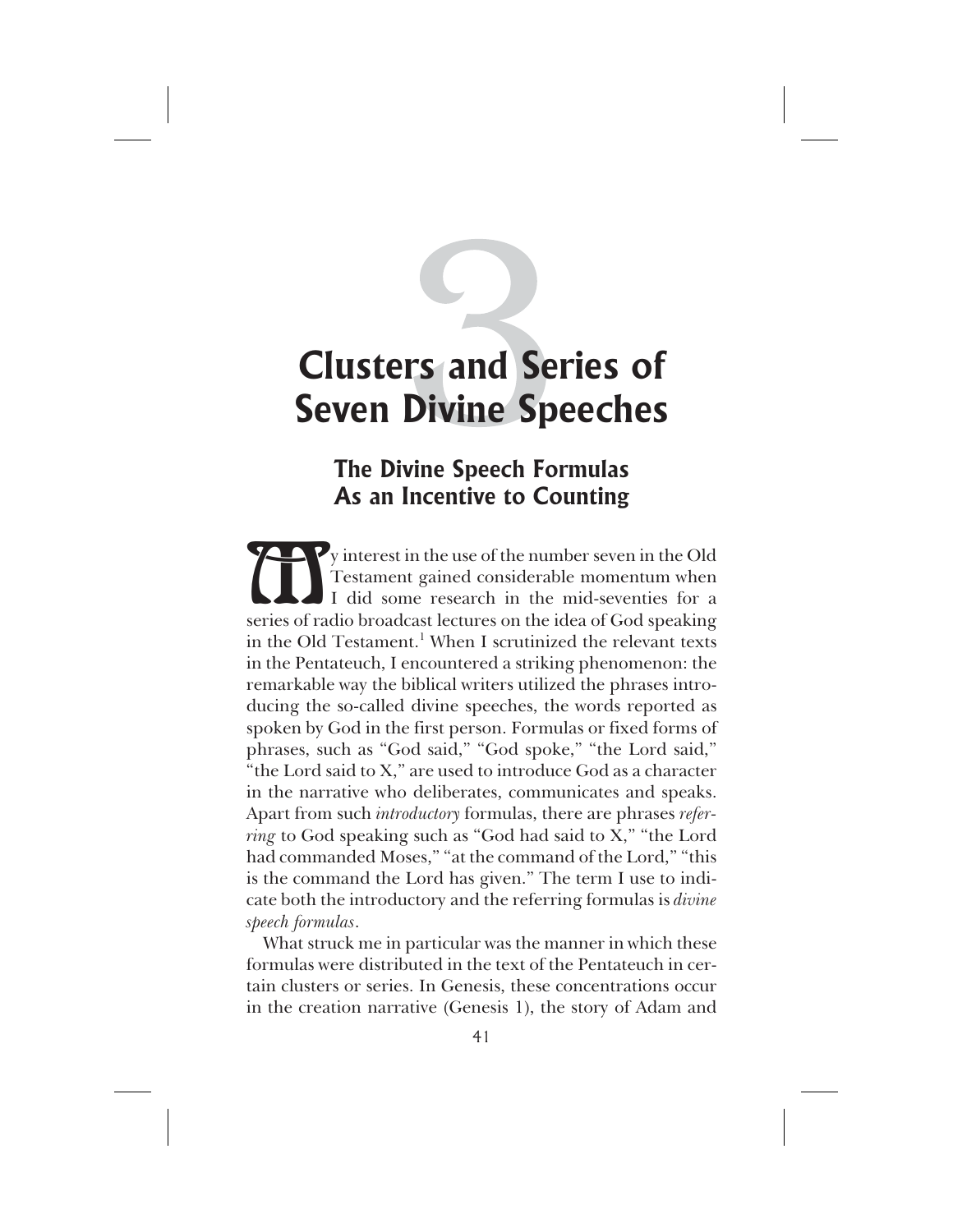# 3

# Clusters and Series of Seven Divine Speeches

## The Divine Speech Formulas As an Incentive to Counting

My interest in the use of the number seven in the Old Testament gained considerable momentum when I did some research in the mid-seventies for a series of radio broadcast lectures on the idea of God speaking in the Old Testament.[1] When I scrutinized the relevant texts in the Pentateuch, I encountered a striking phenomenon: the remarkable way the biblical writers utilized the phrases introducing the so-called divine speeches, the words reported as spoken by God in the first person. Formulas or fixed forms of phrases, such as "God said," "God spoke," "the Lord said," "the Lord said to X," are used to introduce God as a character in the narrative who deliberates, communicates and speaks. Apart from such *introductory* formulas, there are phrases *referring* to God speaking such as "God had said to X," "the Lord had commanded Moses," "at the command of the Lord," "this is the command the Lord has given." The term I use to indicate both the introductory and the referring formulas is *divine speech formulas*.

What struck me in particular was the manner in which these formulas were distributed in the text of the Pentateuch in certain clusters or series. In Genesis, these concentrations occur in the creation narrative (Genesis 1), the story of Adam and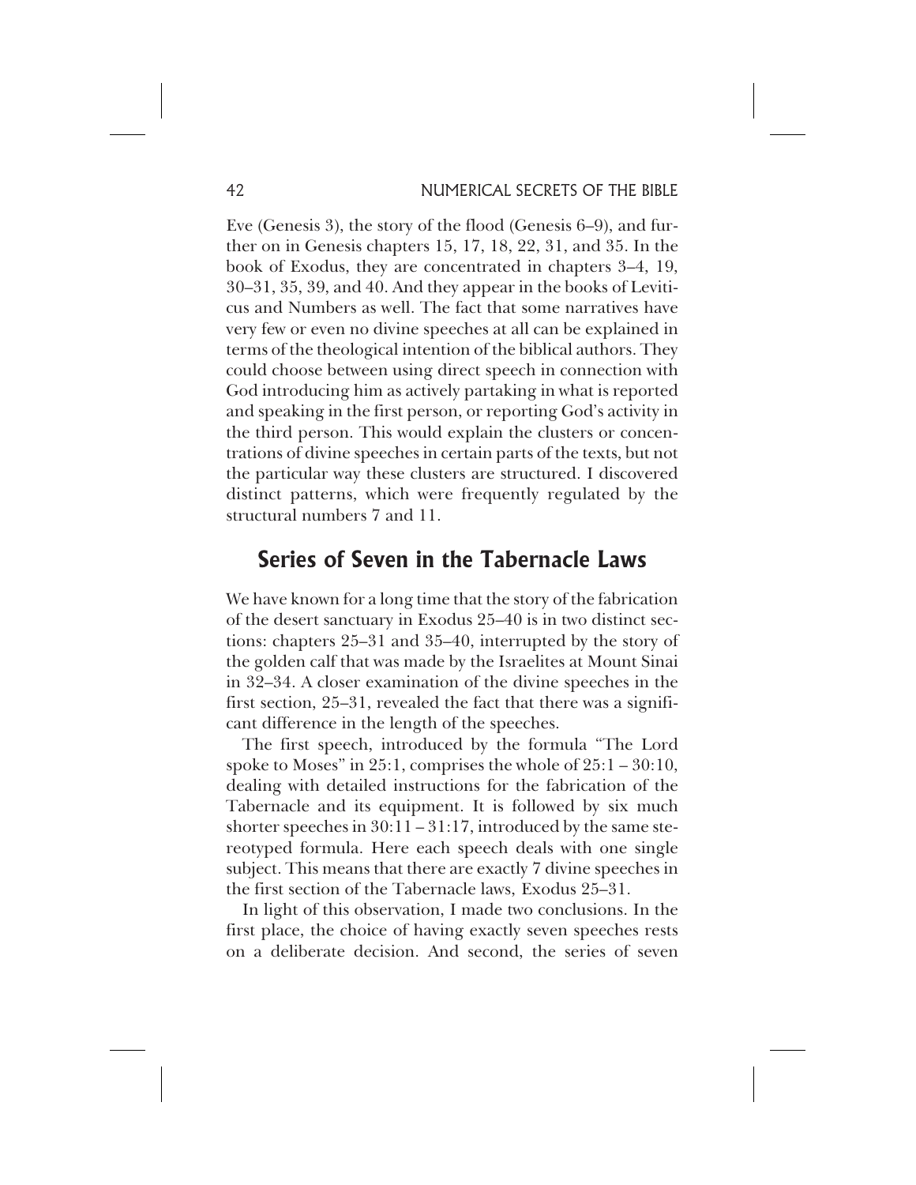Eve (Genesis 3), the story of the flood (Genesis 6–9), and further on in Genesis chapters 15, 17, 18, 22, 31, and 35. In the book of Exodus, they are concentrated in chapters 3–4, 19, 30–31, 35, 39, and 40. And they appear in the books of Leviticus and Numbers as well. The fact that some narratives have very few or even no divine speeches at all can be explained in terms of the theological intention of the biblical authors. They could choose between using direct speech in connection with God introducing him as actively partaking in what is reported and speaking in the first person, or reporting God's activity in the third person. This would explain the clusters or concentrations of divine speeches in certain parts of the texts, but not the particular way these clusters are structured. I discovered distinct patterns, which were frequently regulated by the structural numbers 7 and 11.

## Series of Seven in the Tabernacle Laws

We have known for a long time that the story of the fabrication of the desert sanctuary in Exodus 25–40 is in two distinct sections: chapters 25–31 and 35–40, interrupted by the story of the golden calf that was made by the Israelites at Mount Sinai in 32–34. A closer examination of the divine speeches in the first section, 25–31, revealed the fact that there was a significant difference in the length of the speeches.

The first speech, introduced by the formula "The Lord spoke to Moses" in 25:1, comprises the whole of 25:1 – 30:10, dealing with detailed instructions for the fabrication of the Tabernacle and its equipment. It is followed by six much shorter speeches in 30:11 – 31:17, introduced by the same stereotyped formula. Here each speech deals with one single subject. This means that there are exactly 7 divine speeches in the first section of the Tabernacle laws, Exodus 25–31.

In light of this observation, I made two conclusions. In the first place, the choice of having exactly seven speeches rests on a deliberate decision. And second, the series of seven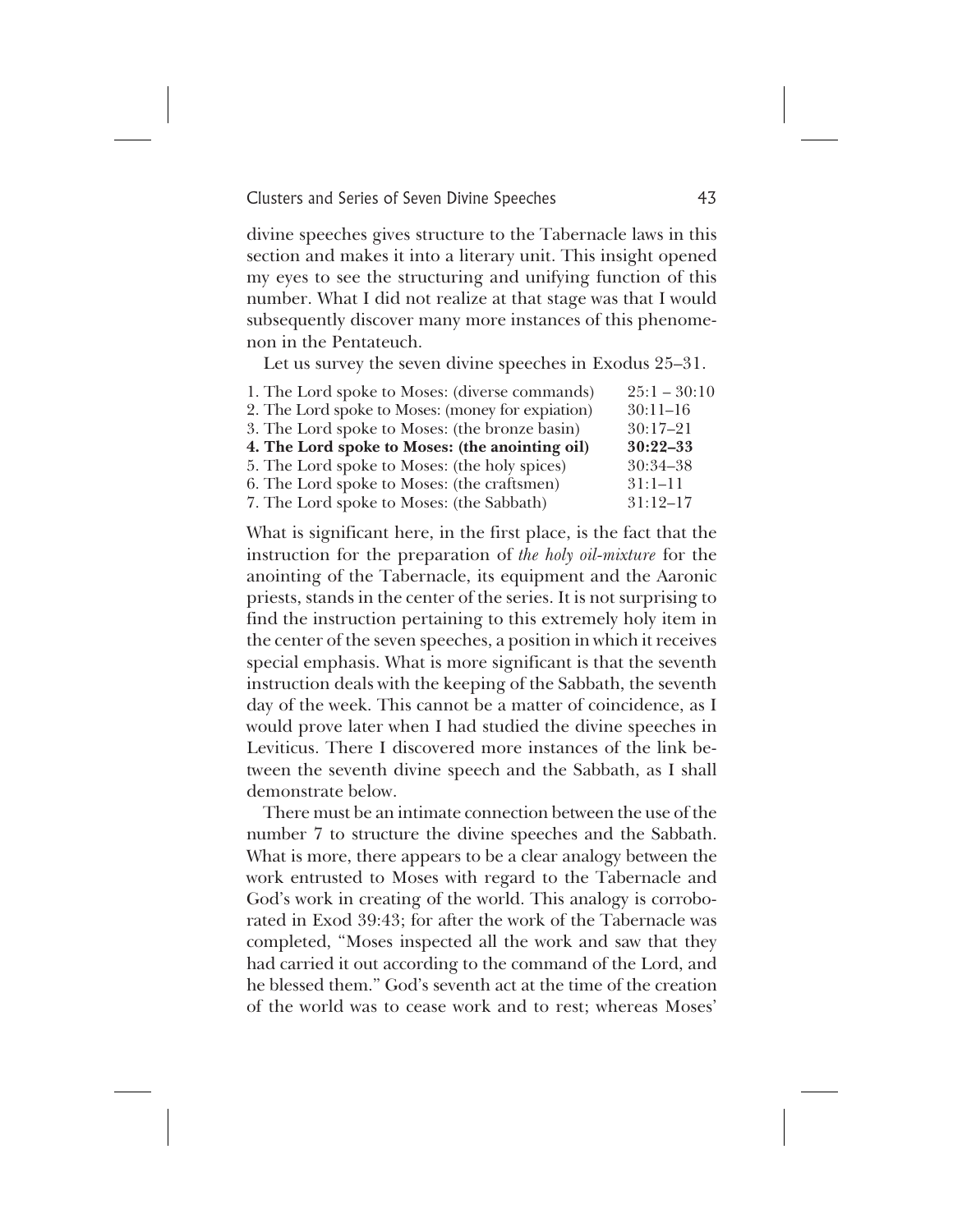divine speeches gives structure to the Tabernacle laws in this section and makes it into a literary unit. This insight opened my eyes to see the structuring and unifying function of this number. What I did not realize at that stage was that I would subsequently discover many more instances of this phenomenon in the Pentateuch.

Let us survey the seven divine speeches in Exodus 25–31.

| | |
|---|---|
| 1. The Lord spoke to Moses: (diverse commands) | 25:1 – 30:10 |
| 2. The Lord spoke to Moses: (money for expiation) | 30:11–16 |
| 3. The Lord spoke to Moses: (the bronze basin) | 30:17–21 |
| **4. The Lord spoke to Moses: (the anointing oil)** | **30:22–33** |
| 5. The Lord spoke to Moses: (the holy spices) | 30:34–38 |
| 6. The Lord spoke to Moses: (the craftsmen) | 31:1–11 |
| 7. The Lord spoke to Moses: (the Sabbath) | 31:12–17 |

What is significant here, in the first place, is the fact that the instruction for the preparation of *the holy oil-mixture* for the anointing of the Tabernacle, its equipment and the Aaronic priests, stands in the center of the series. It is not surprising to find the instruction pertaining to this extremely holy item in the center of the seven speeches, a position in which it receives special emphasis. What is more significant is that the seventh instruction deals with the keeping of the Sabbath, the seventh day of the week. This cannot be a matter of coincidence, as I would prove later when I had studied the divine speeches in Leviticus. There I discovered more instances of the link between the seventh divine speech and the Sabbath, as I shall demonstrate below.

There must be an intimate connection between the use of the number 7 to structure the divine speeches and the Sabbath. What is more, there appears to be a clear analogy between the work entrusted to Moses with regard to the Tabernacle and God's work in creating of the world. This analogy is corroborated in Exod 39:43; for after the work of the Tabernacle was completed, "Moses inspected all the work and saw that they had carried it out according to the command of the Lord, and he blessed them." God's seventh act at the time of the creation of the world was to cease work and to rest; whereas Moses'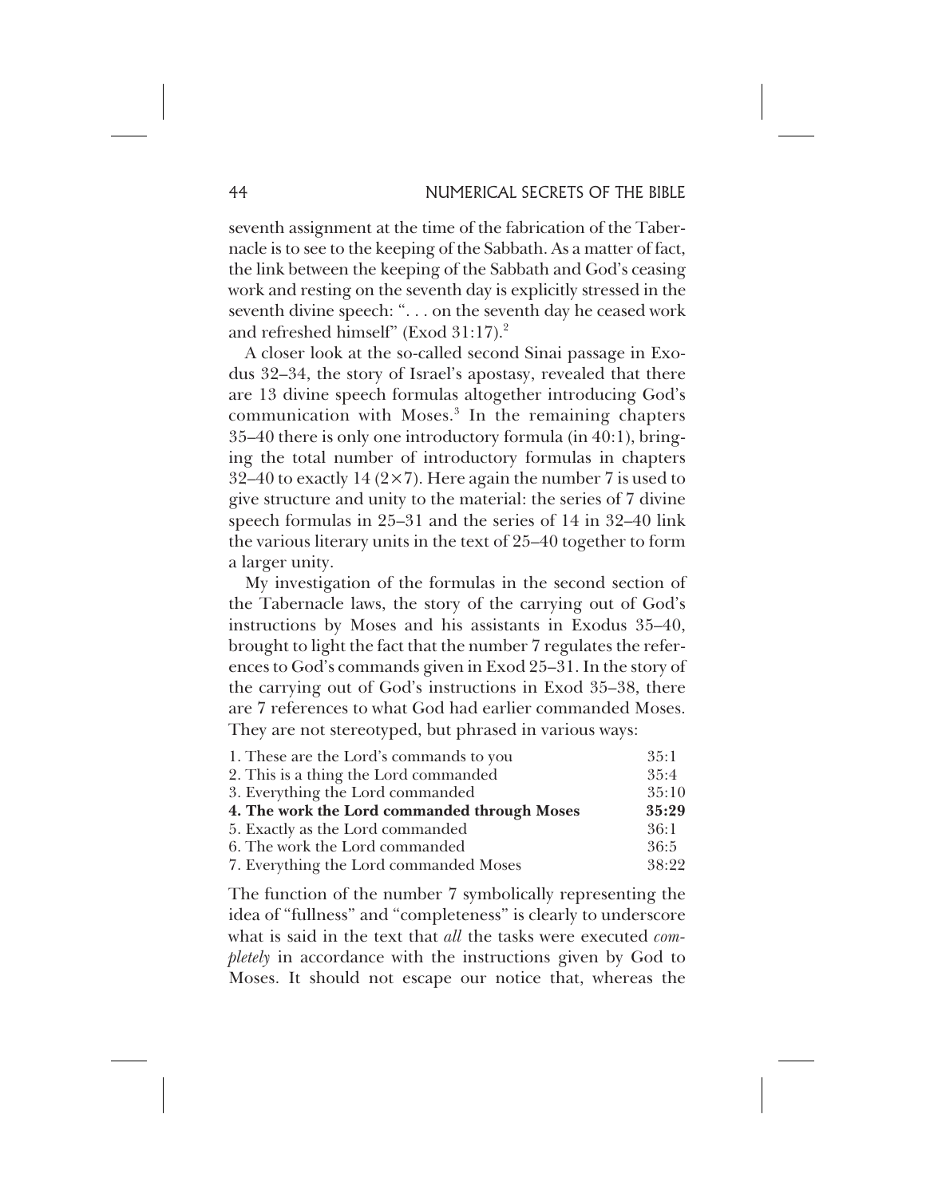seventh assignment at the time of the fabrication of the Tabernacle is to see to the keeping of the Sabbath. As a matter of fact, the link between the keeping of the Sabbath and God's ceasing work and resting on the seventh day is explicitly stressed in the seventh divine speech: ". . . on the seventh day he ceased work and refreshed himself" (Exod 31:17).[2]

A closer look at the so-called second Sinai passage in Exodus 32–34, the story of Israel's apostasy, revealed that there are 13 divine speech formulas altogether introducing God's communication with Moses.[3] In the remaining chapters 35–40 there is only one introductory formula (in 40:1), bringing the total number of introductory formulas in chapters 32–40 to exactly 14 (2×7). Here again the number 7 is used to give structure and unity to the material: the series of 7 divine speech formulas in 25–31 and the series of 14 in 32–40 link the various literary units in the text of 25–40 together to form a larger unity.

My investigation of the formulas in the second section of the Tabernacle laws, the story of the carrying out of God's instructions by Moses and his assistants in Exodus 35–40, brought to light the fact that the number 7 regulates the references to God's commands given in Exod 25–31. In the story of the carrying out of God's instructions in Exod 35–38, there are 7 references to what God had earlier commanded Moses. They are not stereotyped, but phrased in various ways:

| | |
|---|---|
| 1. These are the Lord's commands to you | 35:1 |
| 2. This is a thing the Lord commanded | 35:4 |
| 3. Everything the Lord commanded | 35:10 |
| **4. The work the Lord commanded through Moses** | **35:29** |
| 5. Exactly as the Lord commanded | 36:1 |
| 6. The work the Lord commanded | 36:5 |
| 7. Everything the Lord commanded Moses | 38:22 |

The function of the number 7 symbolically representing the idea of "fullness" and "completeness" is clearly to underscore what is said in the text that *all* the tasks were executed *completely* in accordance with the instructions given by God to Moses. It should not escape our notice that, whereas the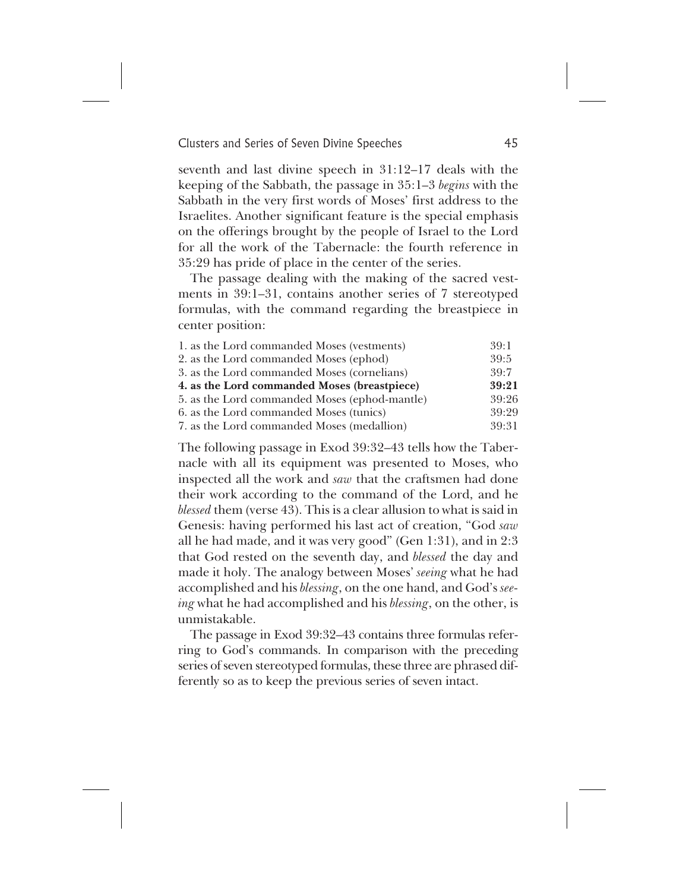seventh and last divine speech in 31:12–17 deals with the keeping of the Sabbath, the passage in 35:1–3 *begins* with the Sabbath in the very first words of Moses' first address to the Israelites. Another significant feature is the special emphasis on the offerings brought by the people of Israel to the Lord for all the work of the Tabernacle: the fourth reference in 35:29 has pride of place in the center of the series.

The passage dealing with the making of the sacred vestments in 39:1–31, contains another series of 7 stereotyped formulas, with the command regarding the breastpiece in center position:

| | |
|---|---|
| 1. as the Lord commanded Moses (vestments) | 39:1 |
| 2. as the Lord commanded Moses (ephod) | 39:5 |
| 3. as the Lord commanded Moses (cornelians) | 39:7 |
| **4. as the Lord commanded Moses (breastpiece)** | **39:21** |
| 5. as the Lord commanded Moses (ephod-mantle) | 39:26 |
| 6. as the Lord commanded Moses (tunics) | 39:29 |
| 7. as the Lord commanded Moses (medallion) | 39:31 |

The following passage in Exod 39:32–43 tells how the Tabernacle with all its equipment was presented to Moses, who inspected all the work and *saw* that the craftsmen had done their work according to the command of the Lord, and he *blessed* them (verse 43). This is a clear allusion to what is said in Genesis: having performed his last act of creation, "God *saw* all he had made, and it was very good" (Gen 1:31), and in 2:3 that God rested on the seventh day, and *blessed* the day and made it holy. The analogy between Moses' *seeing* what he had accomplished and his *blessing*, on the one hand, and God's *seeing* what he had accomplished and his *blessing*, on the other, is unmistakable.

The passage in Exod 39:32–43 contains three formulas referring to God's commands. In comparison with the preceding series of seven stereotyped formulas, these three are phrased differently so as to keep the previous series of seven intact.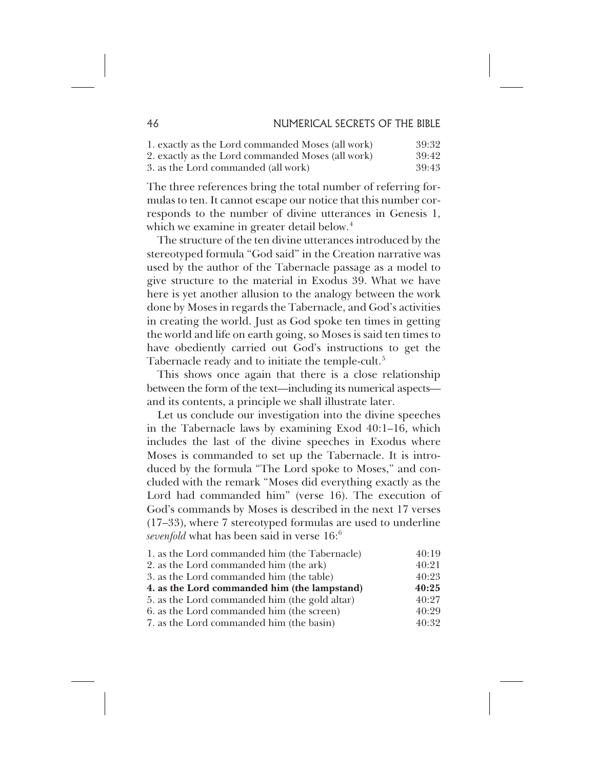| | |
|---|---|
| 1. exactly as the Lord commanded Moses (all work) | 39:32 |
| 2. exactly as the Lord commanded Moses (all work) | 39:42 |
| 3. as the Lord commanded (all work) | 39:43 |

The three references bring the total number of referring formulas to ten. It cannot escape our notice that this number corresponds to the number of divine utterances in Genesis 1, which we examine in greater detail below.[4]

The structure of the ten divine utterances introduced by the stereotyped formula "God said" in the Creation narrative was used by the author of the Tabernacle passage as a model to give structure to the material in Exodus 39. What we have here is yet another allusion to the analogy between the work done by Moses in regards the Tabernacle, and God's activities in creating the world. Just as God spoke ten times in getting the world and life on earth going, so Moses is said ten times to have obediently carried out God's instructions to get the Tabernacle ready and to initiate the temple-cult.[5]

This shows once again that there is a close relationship between the form of the text—including its numerical aspects—and its contents, a principle we shall illustrate later.

Let us conclude our investigation into the divine speeches in the Tabernacle laws by examining Exod 40:1–16, which includes the last of the divine speeches in Exodus where Moses is commanded to set up the Tabernacle. It is introduced by the formula "The Lord spoke to Moses," and concluded with the remark "Moses did everything exactly as the Lord had commanded him" (verse 16). The execution of God's commands by Moses is described in the next 17 verses (17–33), where 7 stereotyped formulas are used to underline *sevenfold* what has been said in verse 16:[6]

| | |
|---|---|
| 1. as the Lord commanded him (the Tabernacle) | 40:19 |
| 2. as the Lord commanded him (the ark) | 40:21 |
| 3. as the Lord commanded him (the table) | 40:23 |
| **4. as the Lord commanded him (the lampstand)** | **40:25** |
| 5. as the Lord commanded him (the gold altar) | 40:27 |
| 6. as the Lord commanded him (the screen) | 40:29 |
| 7. as the Lord commanded him (the basin) | 40:32 |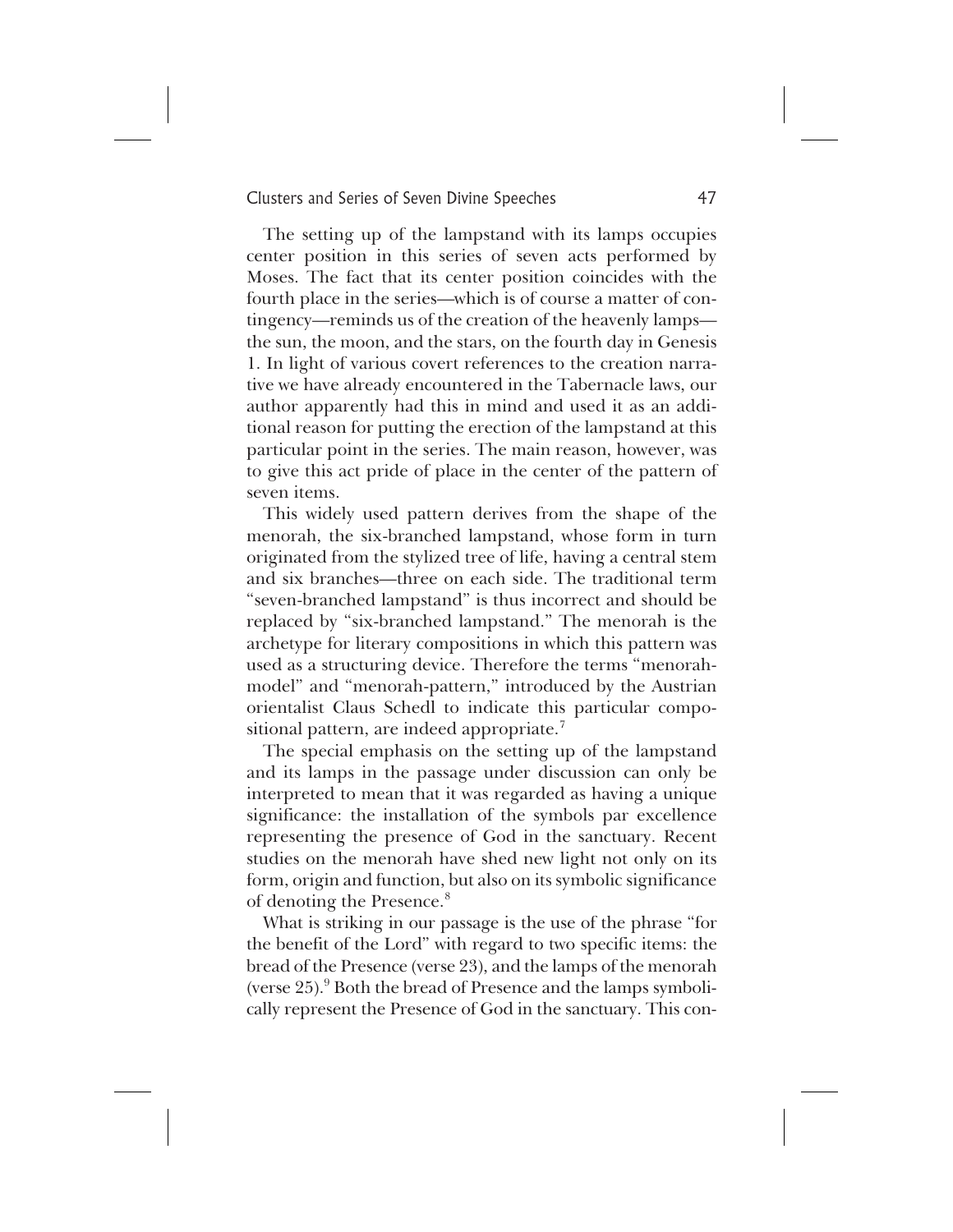The setting up of the lampstand with its lamps occupies center position in this series of seven acts performed by Moses. The fact that its center position coincides with the fourth place in the series—which is of course a matter of contingency—reminds us of the creation of the heavenly lamps—the sun, the moon, and the stars, on the fourth day in Genesis 1. In light of various covert references to the creation narrative we have already encountered in the Tabernacle laws, our author apparently had this in mind and used it as an additional reason for putting the erection of the lampstand at this particular point in the series. The main reason, however, was to give this act pride of place in the center of the pattern of seven items.

This widely used pattern derives from the shape of the menorah, the six-branched lampstand, whose form in turn originated from the stylized tree of life, having a central stem and six branches—three on each side. The traditional term "seven-branched lampstand" is thus incorrect and should be replaced by "six-branched lampstand." The menorah is the archetype for literary compositions in which this pattern was used as a structuring device. Therefore the terms "menorah-model" and "menorah-pattern," introduced by the Austrian orientalist Claus Schedl to indicate this particular compositional pattern, are indeed appropriate.[7]

The special emphasis on the setting up of the lampstand and its lamps in the passage under discussion can only be interpreted to mean that it was regarded as having a unique significance: the installation of the symbols par excellence representing the presence of God in the sanctuary. Recent studies on the menorah have shed new light not only on its form, origin and function, but also on its symbolic significance of denoting the Presence.[8]

What is striking in our passage is the use of the phrase "for the benefit of the Lord" with regard to two specific items: the bread of the Presence (verse 23), and the lamps of the menorah (verse 25).[9] Both the bread of Presence and the lamps symbolically represent the Presence of God in the sanctuary. This con-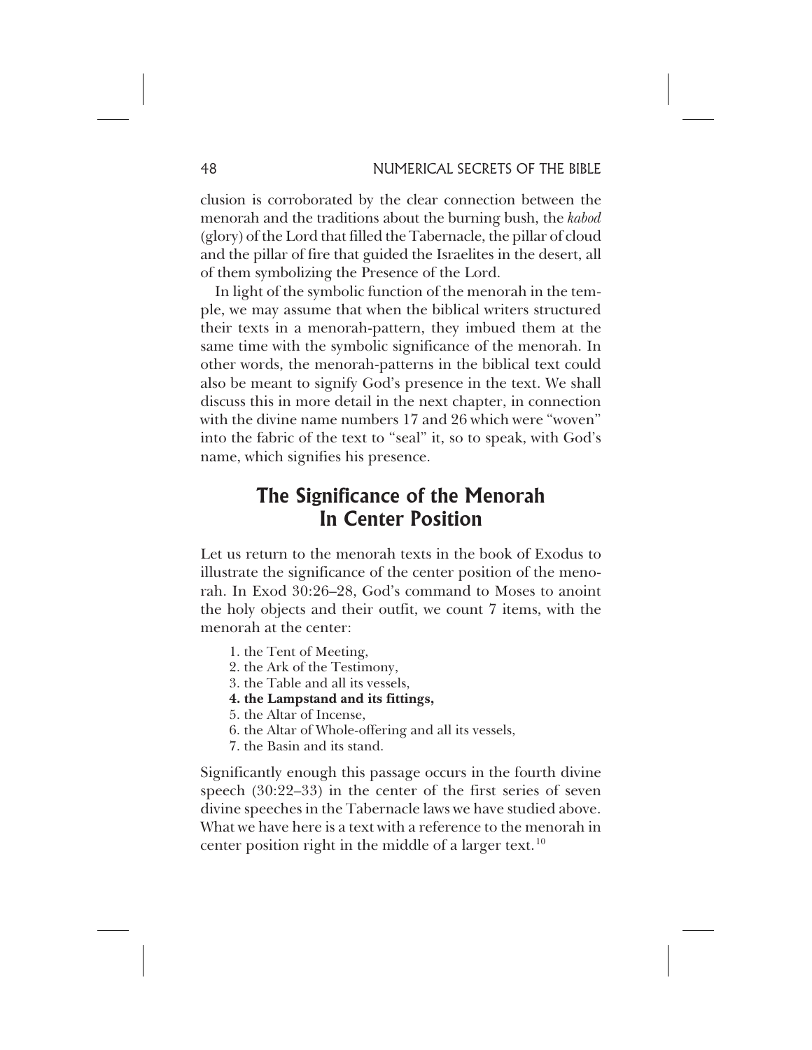clusion is corroborated by the clear connection between the menorah and the traditions about the burning bush, the *kabod* (glory) of the Lord that filled the Tabernacle, the pillar of cloud and the pillar of fire that guided the Israelites in the desert, all of them symbolizing the Presence of the Lord.

In light of the symbolic function of the menorah in the temple, we may assume that when the biblical writers structured their texts in a menorah-pattern, they imbued them at the same time with the symbolic significance of the menorah. In other words, the menorah-patterns in the biblical text could also be meant to signify God's presence in the text. We shall discuss this in more detail in the next chapter, in connection with the divine name numbers 17 and 26 which were "woven" into the fabric of the text to "seal" it, so to speak, with God's name, which signifies his presence.

## The Significance of the Menorah In Center Position

Let us return to the menorah texts in the book of Exodus to illustrate the significance of the center position of the menorah. In Exod 30:26–28, God's command to Moses to anoint the holy objects and their outfit, we count 7 items, with the menorah at the center:

1. the Tent of Meeting,
2. the Ark of the Testimony,
3. the Table and all its vessels,
4. **the Lampstand and its fittings,**
5. the Altar of Incense,
6. the Altar of Whole-offering and all its vessels,
7. the Basin and its stand.

Significantly enough this passage occurs in the fourth divine speech (30:22–33) in the center of the first series of seven divine speeches in the Tabernacle laws we have studied above. What we have here is a text with a reference to the menorah in center position right in the middle of a larger text.[10]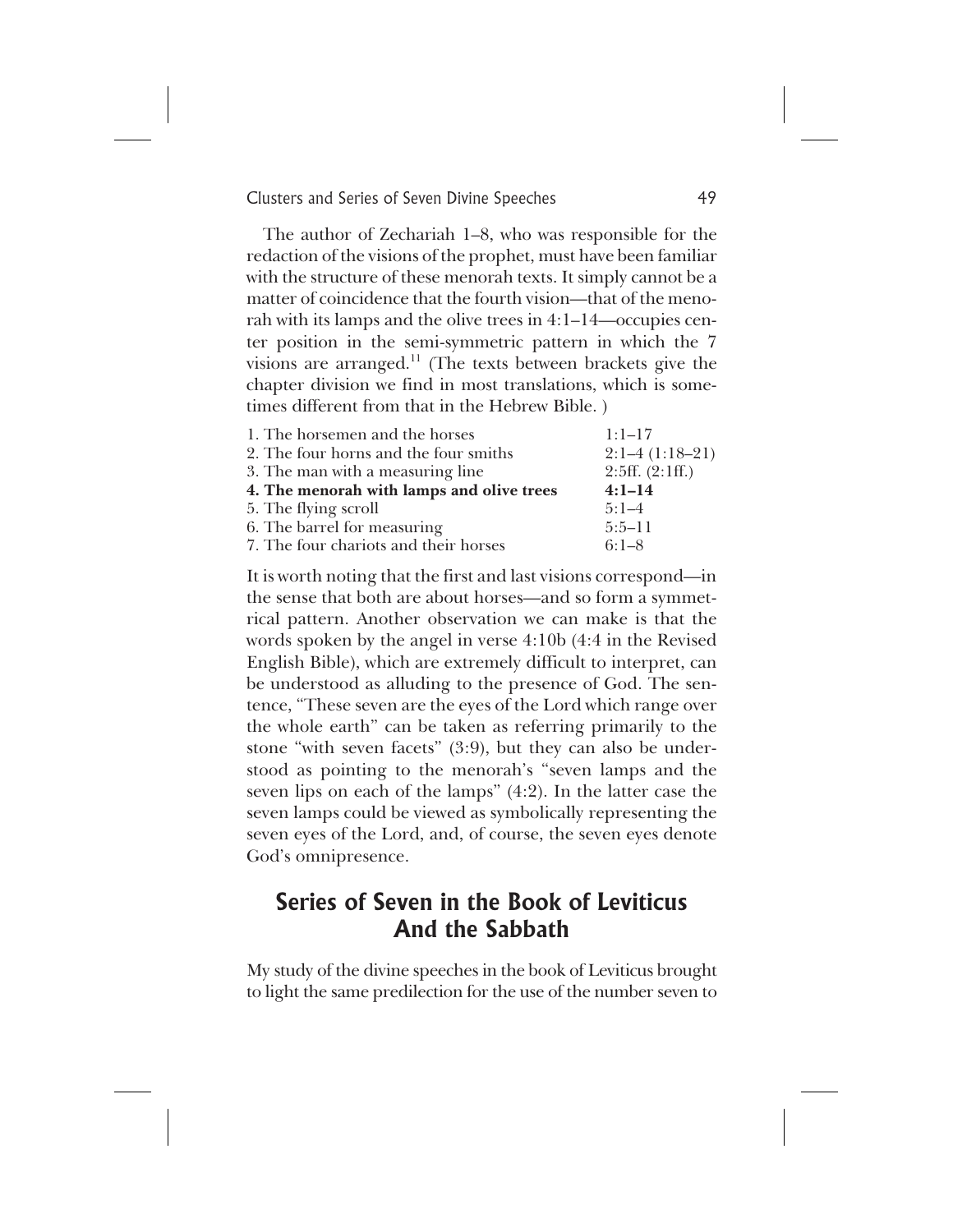The author of Zechariah 1–8, who was responsible for the redaction of the visions of the prophet, must have been familiar with the structure of these menorah texts. It simply cannot be a matter of coincidence that the fourth vision—that of the menorah with its lamps and the olive trees in 4:1–14—occupies center position in the semi-symmetric pattern in which the 7 visions are arranged.[11] (The texts between brackets give the chapter division we find in most translations, which is sometimes different from that in the Hebrew Bible. )

| | |
|---|---|
| 1. The horsemen and the horses | 1:1–17 |
| 2. The four horns and the four smiths | 2:1–4 (1:18–21) |
| 3. The man with a measuring line | 2:5ff. (2:1ff.) |
| **4. The menorah with lamps and olive trees** | **4:1–14** |
| 5. The flying scroll | 5:1–4 |
| 6. The barrel for measuring | 5:5–11 |
| 7. The four chariots and their horses | 6:1–8 |

It is worth noting that the first and last visions correspond—in the sense that both are about horses—and so form a symmetrical pattern. Another observation we can make is that the words spoken by the angel in verse 4:10b (4:4 in the Revised English Bible), which are extremely difficult to interpret, can be understood as alluding to the presence of God. The sentence, "These seven are the eyes of the Lord which range over the whole earth" can be taken as referring primarily to the stone "with seven facets" (3:9), but they can also be understood as pointing to the menorah's "seven lamps and the seven lips on each of the lamps" (4:2). In the latter case the seven lamps could be viewed as symbolically representing the seven eyes of the Lord, and, of course, the seven eyes denote God's omnipresence.

## Series of Seven in the Book of Leviticus And the Sabbath

My study of the divine speeches in the book of Leviticus brought to light the same predilection for the use of the number seven to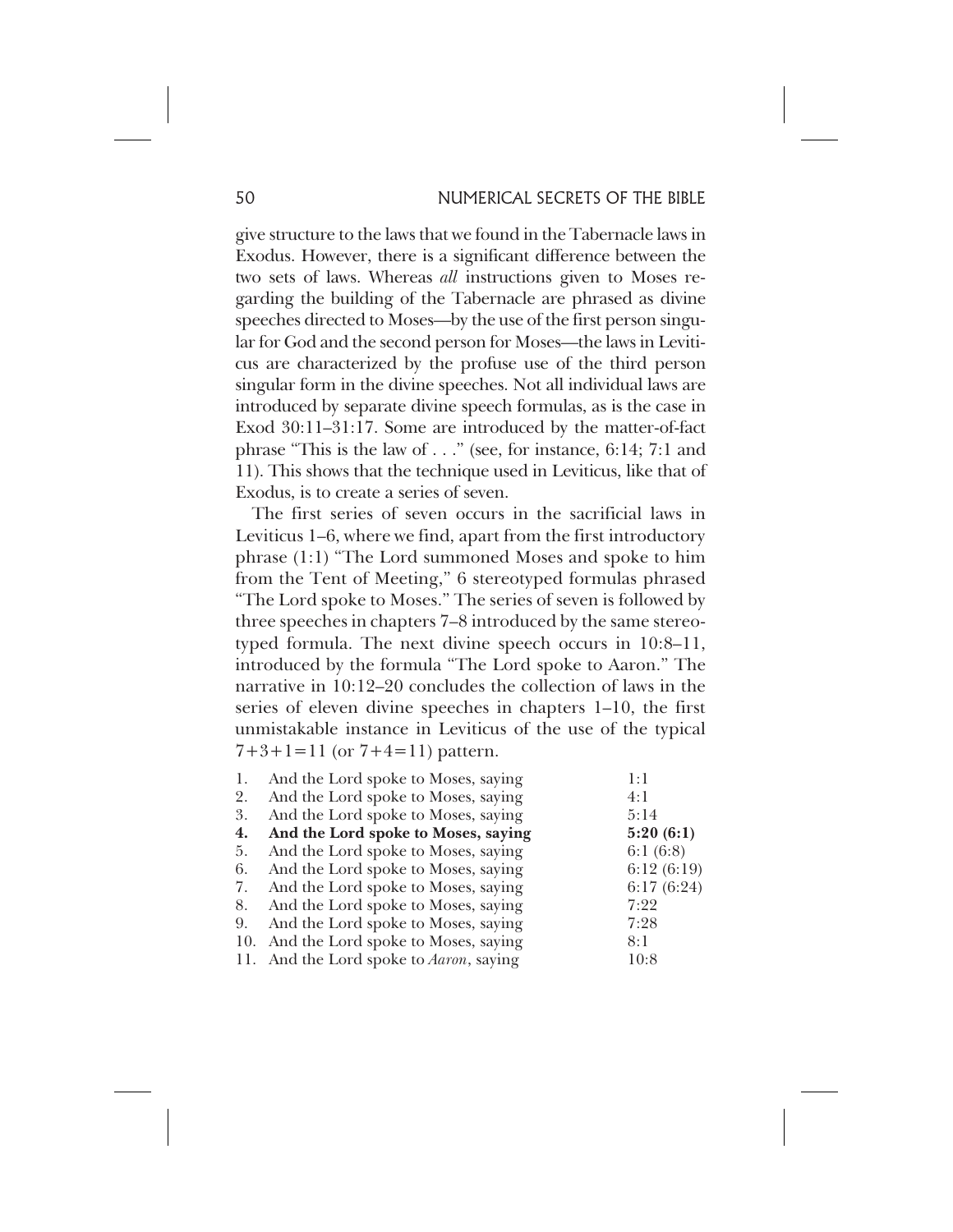give structure to the laws that we found in the Tabernacle laws in Exodus. However, there is a significant difference between the two sets of laws. Whereas *all* instructions given to Moses regarding the building of the Tabernacle are phrased as divine speeches directed to Moses—by the use of the first person singular for God and the second person for Moses—the laws in Leviticus are characterized by the profuse use of the third person singular form in the divine speeches. Not all individual laws are introduced by separate divine speech formulas, as is the case in Exod 30:11–31:17. Some are introduced by the matter-of-fact phrase "This is the law of . . ." (see, for instance, 6:14; 7:1 and 11). This shows that the technique used in Leviticus, like that of Exodus, is to create a series of seven.

The first series of seven occurs in the sacrificial laws in Leviticus 1–6, where we find, apart from the first introductory phrase (1:1) "The Lord summoned Moses and spoke to him from the Tent of Meeting," 6 stereotyped formulas phrased "The Lord spoke to Moses." The series of seven is followed by three speeches in chapters 7–8 introduced by the same stereotyped formula. The next divine speech occurs in 10:8–11, introduced by the formula "The Lord spoke to Aaron." The narrative in 10:12–20 concludes the collection of laws in the series of eleven divine speeches in chapters 1–10, the first unmistakable instance in Leviticus of the use of the typical 7+3+1=11 (or 7+4=11) pattern.

| | | |
|---|---|---|
| 1. | And the Lord spoke to Moses, saying | 1:1 |
| 2. | And the Lord spoke to Moses, saying | 4:1 |
| 3. | And the Lord spoke to Moses, saying | 5:14 |
| **4.** | **And the Lord spoke to Moses, saying** | **5:20 (6:1)** |
| 5. | And the Lord spoke to Moses, saying | 6:1 (6:8) |
| 6. | And the Lord spoke to Moses, saying | 6:12 (6:19) |
| 7. | And the Lord spoke to Moses, saying | 6:17 (6:24) |
| 8. | And the Lord spoke to Moses, saying | 7:22 |
| 9. | And the Lord spoke to Moses, saying | 7:28 |
| 10. | And the Lord spoke to Moses, saying | 8:1 |
| 11. | And the Lord spoke to *Aaron*, saying | 10:8 |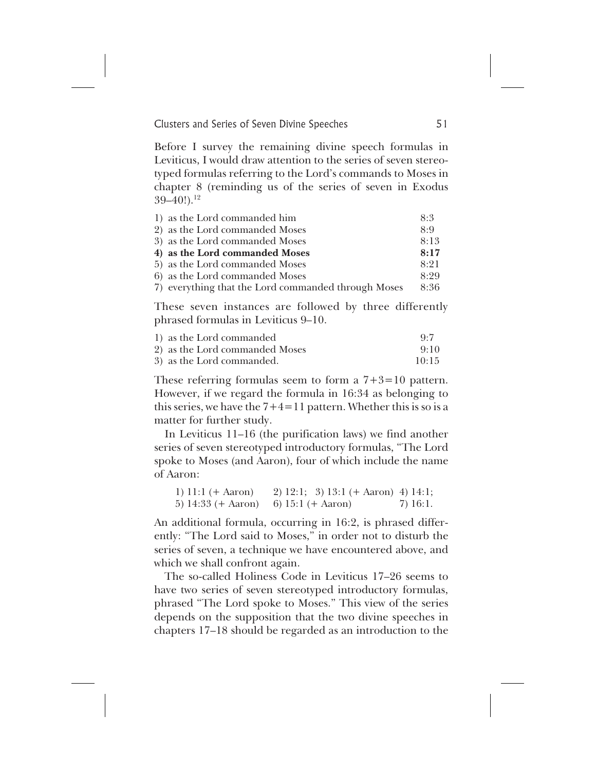Before I survey the remaining divine speech formulas in Leviticus, I would draw attention to the series of seven stereotyped formulas referring to the Lord's commands to Moses in chapter 8 (reminding us of the series of seven in Exodus 39–40!).[12]

| | |
|---|---|
| 1) as the Lord commanded him | 8:3 |
| 2) as the Lord commanded Moses | 8:9 |
| 3) as the Lord commanded Moses | 8:13 |
| **4) as the Lord commanded Moses** | **8:17** |
| 5) as the Lord commanded Moses | 8:21 |
| 6) as the Lord commanded Moses | 8:29 |
| 7) everything that the Lord commanded through Moses | 8:36 |

These seven instances are followed by three differently phrased formulas in Leviticus 9–10.

| | |
|---|---|
| 1) as the Lord commanded | 9:7 |
| 2) as the Lord commanded Moses | 9:10 |
| 3) as the Lord commanded. | 10:15 |

These referring formulas seem to form a 7+3=10 pattern. However, if we regard the formula in 16:34 as belonging to this series, we have the 7+4=11 pattern. Whether this is so is a matter for further study.

In Leviticus 11–16 (the purification laws) we find another series of seven stereotyped introductory formulas, "The Lord spoke to Moses (and Aaron), four of which include the name of Aaron:

| | | | |
|---|---|---|---|
| 1) 11:1 (+ Aaron) | 2) 12:1; | 3) 13:1 (+ Aaron) | 4) 14:1; |
| 5) 14:33 (+ Aaron) | 6) 15:1 (+ Aaron) | | 7) 16:1. |

An additional formula, occurring in 16:2, is phrased differently: "The Lord said to Moses," in order not to disturb the series of seven, a technique we have encountered above, and which we shall confront again.

The so-called Holiness Code in Leviticus 17–26 seems to have two series of seven stereotyped introductory formulas, phrased "The Lord spoke to Moses." This view of the series depends on the supposition that the two divine speeches in chapters 17–18 should be regarded as an introduction to the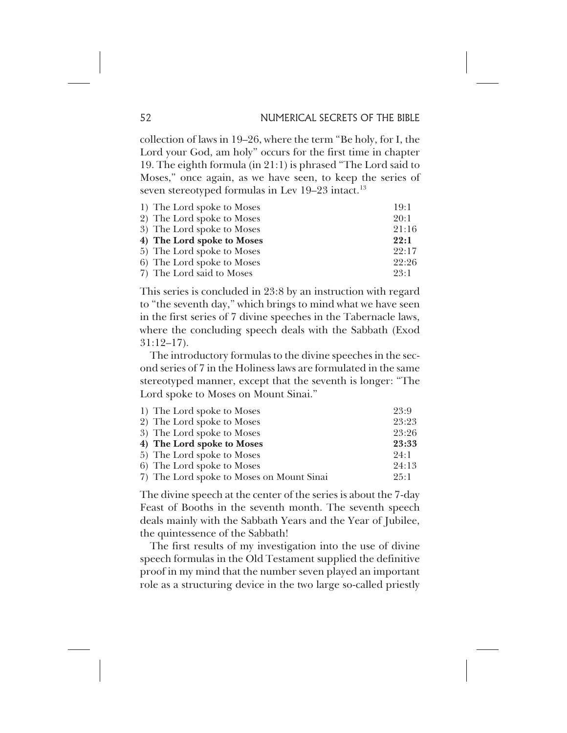collection of laws in 19–26, where the term "Be holy, for I, the Lord your God, am holy" occurs for the first time in chapter 19. The eighth formula (in 21:1) is phrased "The Lord said to Moses," once again, as we have seen, to keep the series of seven stereotyped formulas in Lev 19–23 intact.[13]

| | |
|---|---|
| 1) The Lord spoke to Moses | 19:1 |
| 2) The Lord spoke to Moses | 20:1 |
| 3) The Lord spoke to Moses | 21:16 |
| **4) The Lord spoke to Moses** | **22:1** |
| 5) The Lord spoke to Moses | 22:17 |
| 6) The Lord spoke to Moses | 22:26 |
| 7) The Lord said to Moses | 23:1 |

This series is concluded in 23:8 by an instruction with regard to "the seventh day," which brings to mind what we have seen in the first series of 7 divine speeches in the Tabernacle laws, where the concluding speech deals with the Sabbath (Exod 31:12–17).

The introductory formulas to the divine speeches in the second series of 7 in the Holiness laws are formulated in the same stereotyped manner, except that the seventh is longer: "The Lord spoke to Moses on Mount Sinai."

| | |
|---|---|
| 1) The Lord spoke to Moses | 23:9 |
| 2) The Lord spoke to Moses | 23:23 |
| 3) The Lord spoke to Moses | 23:26 |
| **4) The Lord spoke to Moses** | **23:33** |
| 5) The Lord spoke to Moses | 24:1 |
| 6) The Lord spoke to Moses | 24:13 |
| 7) The Lord spoke to Moses on Mount Sinai | 25:1 |

The divine speech at the center of the series is about the 7-day Feast of Booths in the seventh month. The seventh speech deals mainly with the Sabbath Years and the Year of Jubilee, the quintessence of the Sabbath!

The first results of my investigation into the use of divine speech formulas in the Old Testament supplied the definitive proof in my mind that the number seven played an important role as a structuring device in the two large so-called priestly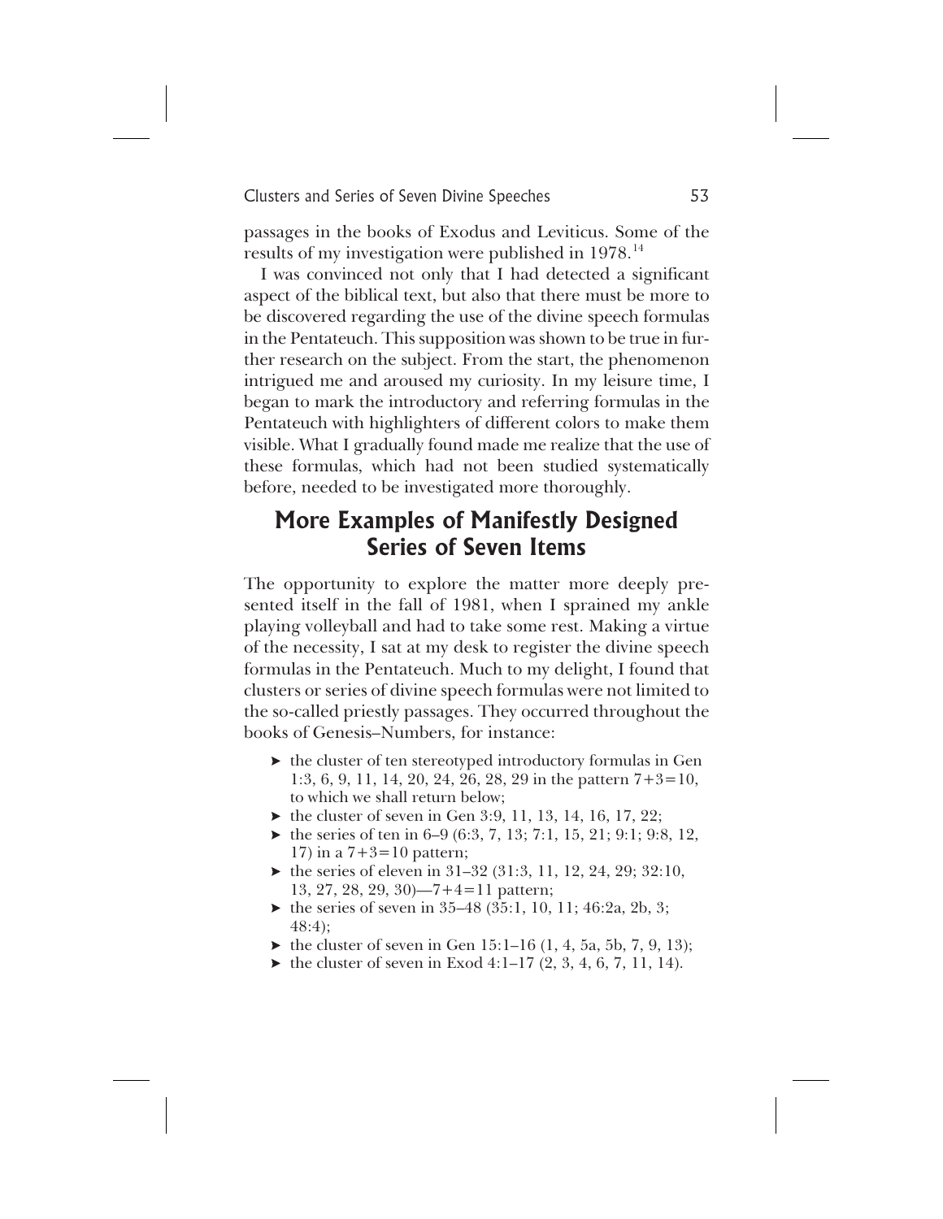passages in the books of Exodus and Leviticus. Some of the results of my investigation were published in 1978.[14]

I was convinced not only that I had detected a significant aspect of the biblical text, but also that there must be more to be discovered regarding the use of the divine speech formulas in the Pentateuch. This supposition was shown to be true in further research on the subject. From the start, the phenomenon intrigued me and aroused my curiosity. In my leisure time, I began to mark the introductory and referring formulas in the Pentateuch with highlighters of different colors to make them visible. What I gradually found made me realize that the use of these formulas, which had not been studied systematically before, needed to be investigated more thoroughly.

## More Examples of Manifestly Designed Series of Seven Items

The opportunity to explore the matter more deeply presented itself in the fall of 1981, when I sprained my ankle playing volleyball and had to take some rest. Making a virtue of the necessity, I sat at my desk to register the divine speech formulas in the Pentateuch. Much to my delight, I found that clusters or series of divine speech formulas were not limited to the so-called priestly passages. They occurred throughout the books of Genesis–Numbers, for instance:

- the cluster of ten stereotyped introductory formulas in Gen 1:3, 6, 9, 11, 14, 20, 24, 26, 28, 29 in the pattern 7+3=10, to which we shall return below;
- the cluster of seven in Gen 3:9, 11, 13, 14, 16, 17, 22;
- the series of ten in 6–9 (6:3, 7, 13; 7:1, 15, 21; 9:1; 9:8, 12, 17) in a 7+3=10 pattern;
- the series of eleven in 31–32 (31:3, 11, 12, 24, 29; 32:10, 13, 27, 28, 29, 30)—7+4=11 pattern;
- the series of seven in 35–48 (35:1, 10, 11; 46:2a, 2b, 3; 48:4);
- the cluster of seven in Gen 15:1–16 (1, 4, 5a, 5b, 7, 9, 13);
- the cluster of seven in Exod 4:1–17 (2, 3, 4, 6, 7, 11, 14).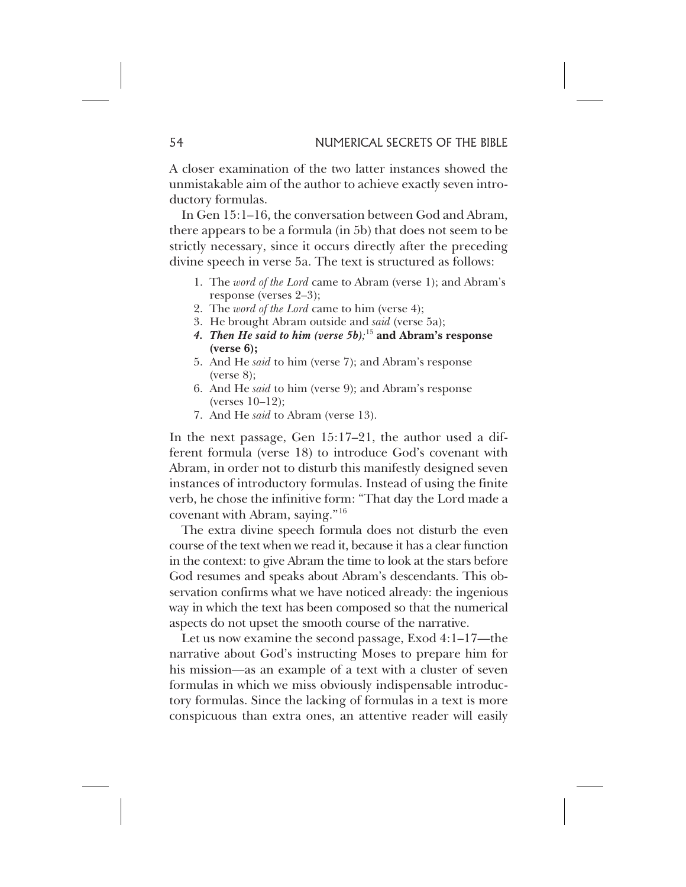A closer examination of the two latter instances showed the unmistakable aim of the author to achieve exactly seven introductory formulas.

In Gen 15:1–16, the conversation between God and Abram, there appears to be a formula (in 5b) that does not seem to be strictly necessary, since it occurs directly after the preceding divine speech in verse 5a. The text is structured as follows:

1. The *word of the Lord* came to Abram (verse 1); and Abram's response (verses 2–3);
2. The *word of the Lord* came to him (verse 4);
3. He brought Abram outside and *said* (verse 5a);
4. ***Then He said to him (verse 5b);***[15] **and Abram's response (verse 6);**
5. And He *said* to him (verse 7); and Abram's response (verse 8);
6. And He *said* to him (verse 9); and Abram's response (verses 10–12);
7. And He *said* to Abram (verse 13).

In the next passage, Gen 15:17–21, the author used a different formula (verse 18) to introduce God's covenant with Abram, in order not to disturb this manifestly designed seven instances of introductory formulas. Instead of using the finite verb, he chose the infinitive form: "That day the Lord made a covenant with Abram, saying."[16]

The extra divine speech formula does not disturb the even course of the text when we read it, because it has a clear function in the context: to give Abram the time to look at the stars before God resumes and speaks about Abram's descendants. This observation confirms what we have noticed already: the ingenious way in which the text has been composed so that the numerical aspects do not upset the smooth course of the narrative.

Let us now examine the second passage, Exod 4:1–17—the narrative about God's instructing Moses to prepare him for his mission—as an example of a text with a cluster of seven formulas in which we miss obviously indispensable introductory formulas. Since the lacking of formulas in a text is more conspicuous than extra ones, an attentive reader will easily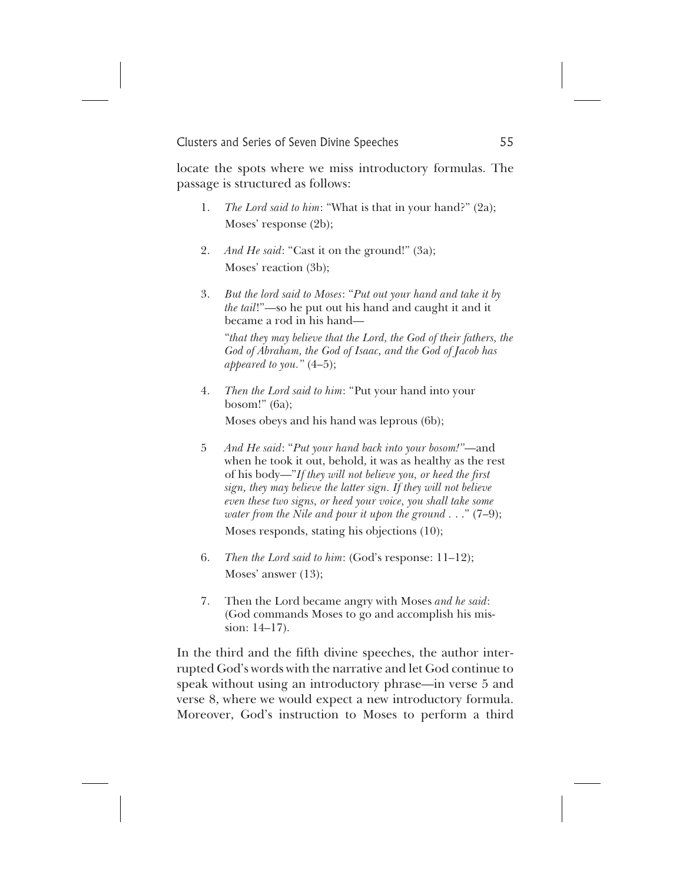locate the spots where we miss introductory formulas. The passage is structured as follows:

1. *The Lord said to him*: "What is that in your hand?" (2a);
   Moses' response (2b);

2. *And He said*: "Cast it on the ground!" (3a);
   Moses' reaction (3b);

3. *But the lord said to Moses*: "*Put out your hand and take it by the tail*!"—so he put out his hand and caught it and it became a rod in his hand—

   "*that they may believe that the Lord, the God of their fathers, the God of Abraham, the God of Isaac, and the God of Jacob has appeared to you.*" (4–5);

4. *Then the Lord said to him*: "Put your hand into your bosom!" (6a);

   Moses obeys and his hand was leprous (6b);

5 *And He said*: "*Put your hand back into your bosom!*"—and when he took it out, behold, it was as healthy as the rest of his body—"*If they will not believe you, or heed the first sign, they may believe the latter sign. If they will not believe even these two signs, or heed your voice, you shall take some water from the Nile and pour it upon the ground . . .*" (7–9);

   Moses responds, stating his objections (10);

6. *Then the Lord said to him*: (God's response: 11–12);
   Moses' answer (13);

7. Then the Lord became angry with Moses *and he said*: (God commands Moses to go and accomplish his mission: 14–17).

In the third and the fifth divine speeches, the author interrupted God's words with the narrative and let God continue to speak without using an introductory phrase—in verse 5 and verse 8, where we would expect a new introductory formula. Moreover, God's instruction to Moses to perform a third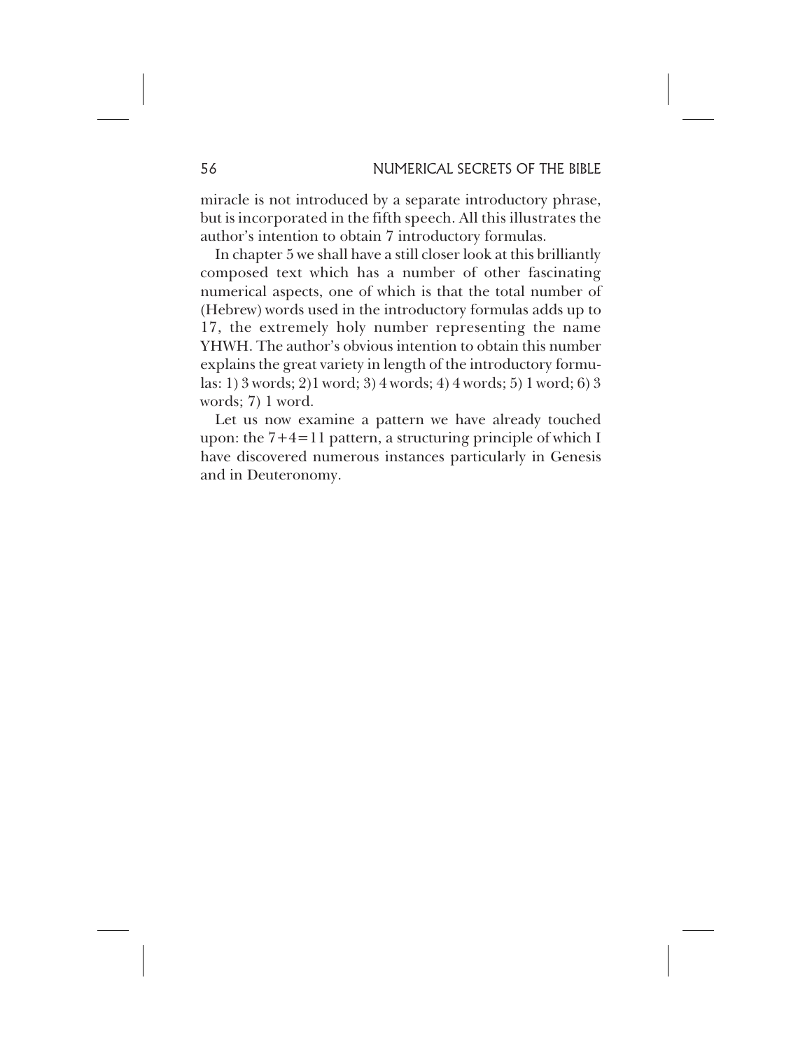miracle is not introduced by a separate introductory phrase, but is incorporated in the fifth speech. All this illustrates the author's intention to obtain 7 introductory formulas.

In chapter 5 we shall have a still closer look at this brilliantly composed text which has a number of other fascinating numerical aspects, one of which is that the total number of (Hebrew) words used in the introductory formulas adds up to 17, the extremely holy number representing the name YHWH. The author's obvious intention to obtain this number explains the great variety in length of the introductory formulas: 1) 3 words; 2)1 word; 3) 4 words; 4) 4 words; 5) 1 word; 6) 3 words; 7) 1 word.

Let us now examine a pattern we have already touched upon: the 7+4=11 pattern, a structuring principle of which I have discovered numerous instances particularly in Genesis and in Deuteronomy.